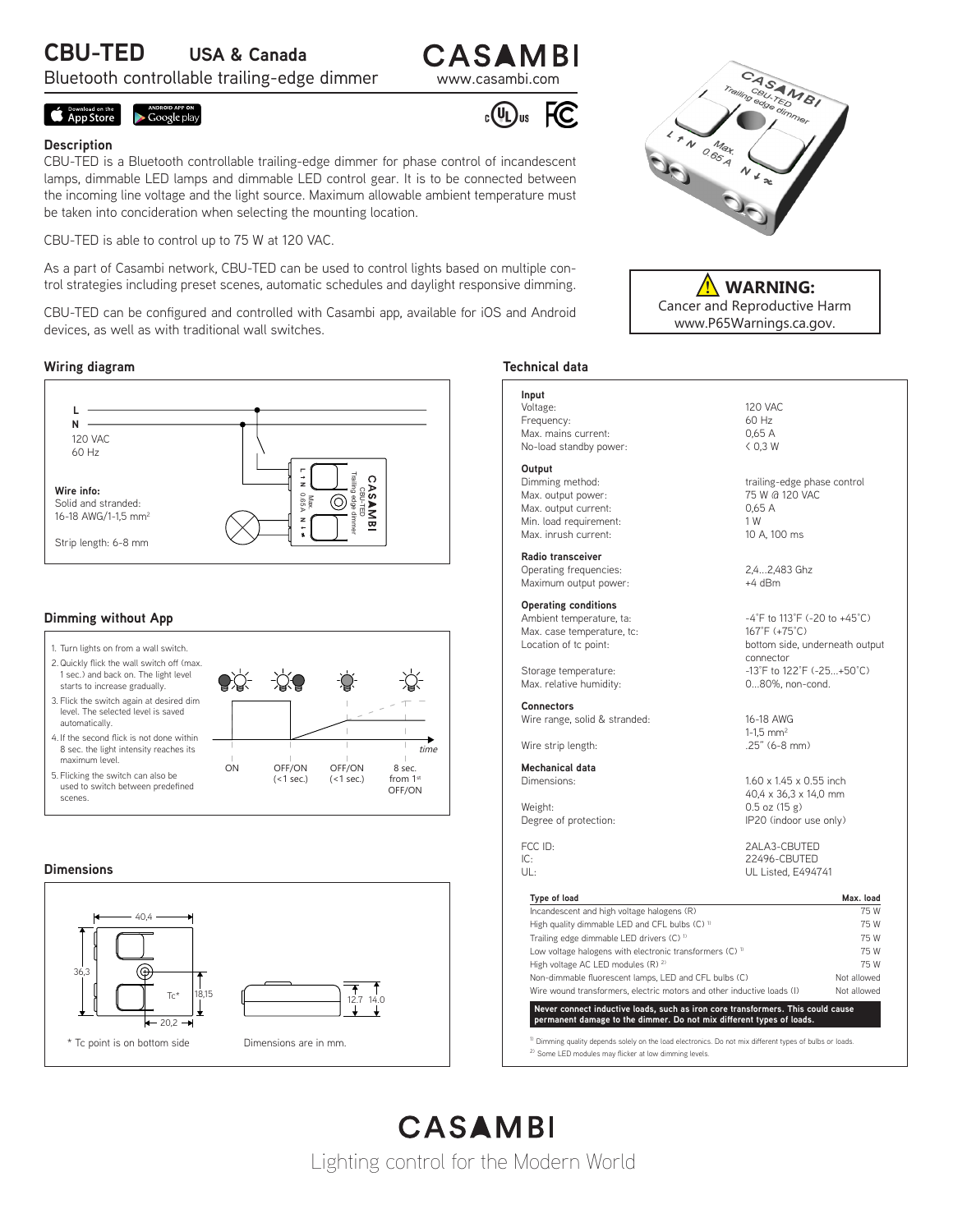# CBU-TED USA & Canada

Bluetooth controllable trailing-edge dimmer

CASAMBI
www.casambi.com

## Description

CBU-TED is a Bluetooth controllable trailing-edge dimmer for phase control of incandescent lamps, dimmable LED lamps and dimmable LED control gear. It is to be connected between the incoming line voltage and the light source. Maximum allowable ambient temperature must be taken into concideration when selecting the mounting location.

CBU-TED is able to control up to 75 W at 120 VAC.

As a part of Casambi network, CBU-TED can be used to control lights based on multiple control strategies including preset scenes, automatic schedules and daylight responsive dimming.

CBU-TED can be configured and controlled with Casambi app, available for iOS and Android devices, as well as with traditional wall switches.

**WARNING:** Cancer and Reproductive Harm www.P65Warnings.ca.gov.

## Wiring diagram

L
N
120 VAC
60 Hz

**Wire info:**
Solid and stranded:
16-18 AWG/1-1,5 mm²

Strip length: 6-8 mm

## Dimming without App

1. Turn lights on from a wall switch.
2. Quickly flick the wall switch off (max. 1 sec.) and back on. The light level starts to increase gradually.
3. Flick the switch again at desired dim level. The selected level is saved automatically.
4. If the second flick is not done within 8 sec. the light intensity reaches its maximum level.
5. Flicking the switch can also be used to switch between predefined scenes.

ON — OFF/ON (<1 sec.) — OFF/ON (<1 sec.) — 8 sec. from 1st OFF/ON — time

## Dimensions

40,4 × 36,3; 18,15; 20,2; 12.7; 14.0

\* Tc point is on bottom side

Dimensions are in mm.

## Technical data

| | |
|---|---|
| **Input** | |
| Voltage: | 120 VAC |
| Frequency: | 60 Hz |
| Max. mains current: | 0,65 A |
| No-load standby power: | < 0,3 W |
| **Output** | |
| Dimming method: | trailing-edge phase control |
| Max. output power: | 75 W @ 120 VAC |
| Max. output current: | 0,65 A |
| Min. load requirement: | 1 W |
| Max. inrush current: | 10 A, 100 ms |
| **Radio transceiver** | |
| Operating frequencies: | 2,4...2,483 Ghz |
| Maximum output power: | +4 dBm |
| **Operating conditions** | |
| Ambient temperature, ta: | -4˚F to 113˚F (-20 to +45˚C) |
| Max. case temperature, tc: | 167˚F (+75˚C) |
| Location of tc point: | bottom side, underneath output connector |
| Storage temperature: | -13˚F to 122˚F (-25...+50˚C) |
| Max. relative humidity: | 0...80%, non-cond. |
| **Connectors** | |
| Wire range, solid & stranded: | 16-18 AWG 1-1,5 mm² |
| Wire strip length: | .25" (6-8 mm) |
| **Mechanical data** | |
| Dimensions: | 1.60 x 1.45 x 0.55 inch 40,4 x 36,3 x 14,0 mm |
| Weight: | 0.5 oz (15 g) |
| Degree of protection: | IP20 (indoor use only) |
| FCC ID: | 2ALA3-CBUTED |
| IC: | 22496-CBUTED |
| UL: | UL Listed, E494741 |

| Type of load | Max. load |
|---|---|
| Incandescent and high voltage halogens (R) | 75 W |
| High quality dimmable LED and CFL bulbs (C) [1] | 75 W |
| Trailing edge dimmable LED drivers (C) [1] | 75 W |
| Low voltage halogens with electronic transformers (C) [1] | 75 W |
| High voltage AC LED modules (R) [2] | 75 W |
| Non-dimmable fluorescent lamps, LED and CFL bulbs (C) | Not allowed |
| Wire wound transformers, electric motors and other inductive loads (I) | Not allowed |

**Never connect inductive loads, such as iron core transformers. This could cause permanent damage to the dimmer. Do not mix different types of loads.**

[1] Dimming quality depends solely on the load electronics. Do not mix different types of bulbs or loads.
[2] Some LED modules may flicker at low dimming levels.

CASAMBI
Lighting control for the Modern World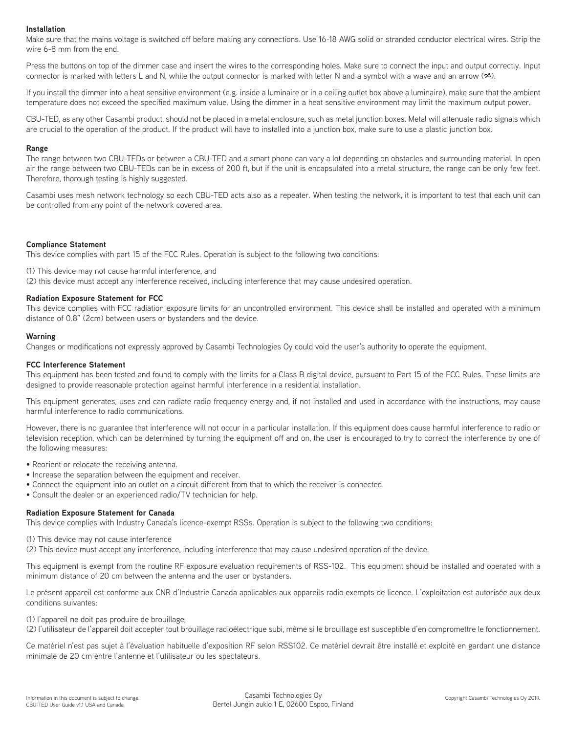### Installation

Make sure that the mains voltage is switched off before making any connections. Use 16-18 AWG solid or stranded conductor electrical wires. Strip the wire 6-8 mm from the end.

Press the buttons on top of the dimmer case and insert the wires to the corresponding holes. Make sure to connect the input and output correctly. Input connector is marked with letters L and N, while the output connector is marked with letter N and a symbol with a wave and an arrow (⤳).

If you install the dimmer into a heat sensitive environment (e.g. inside a luminaire or in a ceiling outlet box above a luminaire), make sure that the ambient temperature does not exceed the specified maximum value. Using the dimmer in a heat sensitive environment may limit the maximum output power.

CBU-TED, as any other Casambi product, should not be placed in a metal enclosure, such as metal junction boxes. Metal will attenuate radio signals which are crucial to the operation of the product. If the product will have to installed into a junction box, make sure to use a plastic junction box.

### Range

The range between two CBU-TEDs or between a CBU-TED and a smart phone can vary a lot depending on obstacles and surrounding material. In open air the range between two CBU-TEDs can be in excess of 200 ft, but if the unit is encapsulated into a metal structure, the range can be only few feet. Therefore, thorough testing is highly suggested.

Casambi uses mesh network technology so each CBU-TED acts also as a repeater. When testing the network, it is important to test that each unit can be controlled from any point of the network covered area.

### Compliance Statement

This device complies with part 15 of the FCC Rules. Operation is subject to the following two conditions:

(1) This device may not cause harmful interference, and
(2) this device must accept any interference received, including interference that may cause undesired operation.

### Radiation Exposure Statement for FCC

This device complies with FCC radiation exposure limits for an uncontrolled environment. This device shall be installed and operated with a minimum distance of 0.8" (2cm) between users or bystanders and the device.

### Warning

Changes or modifications not expressly approved by Casambi Technologies Oy could void the user's authority to operate the equipment.

### FCC Interference Statement

This equipment has been tested and found to comply with the limits for a Class B digital device, pursuant to Part 15 of the FCC Rules. These limits are designed to provide reasonable protection against harmful interference in a residential installation.

This equipment generates, uses and can radiate radio frequency energy and, if not installed and used in accordance with the instructions, may cause harmful interference to radio communications.

However, there is no guarantee that interference will not occur in a particular installation. If this equipment does cause harmful interference to radio or television reception, which can be determined by turning the equipment off and on, the user is encouraged to try to correct the interference by one of the following measures:

- Reorient or relocate the receiving antenna.
- Increase the separation between the equipment and receiver.
- Connect the equipment into an outlet on a circuit different from that to which the receiver is connected.
- Consult the dealer or an experienced radio/TV technician for help.

### Radiation Exposure Statement for Canada

This device complies with Industry Canada's licence-exempt RSSs. Operation is subject to the following two conditions:

(1) This device may not cause interference
(2) This device must accept any interference, including interference that may cause undesired operation of the device.

This equipment is exempt from the routine RF exposure evaluation requirements of RSS-102. This equipment should be installed and operated with a minimum distance of 20 cm between the antenna and the user or bystanders.

Le présent appareil est conforme aux CNR d'Industrie Canada applicables aux appareils radio exempts de licence. L'exploitation est autorisée aux deux conditions suivantes:

(1) l'appareil ne doit pas produire de brouillage;
(2) l'utilisateur de l'appareil doit accepter tout brouillage radioélectrique subi, même si le brouillage est susceptible d'en compromettre le fonctionnement.

Ce matériel n'est pas sujet à l'évaluation habituelle d'exposition RF selon RSS102. Ce matériel devrait être installé et exploité en gardant une distance minimale de 20 cm entre l'antenne et l'utilisateur ou les spectateurs.

Information in this document is subject to change.
CBU-TED User Guide v1.1 USA and Canada

Casambi Technologies Oy
Bertel Jungin aukio 1 E, 02600 Espoo, Finland

Copyright Casambi Technologies Oy 2019.